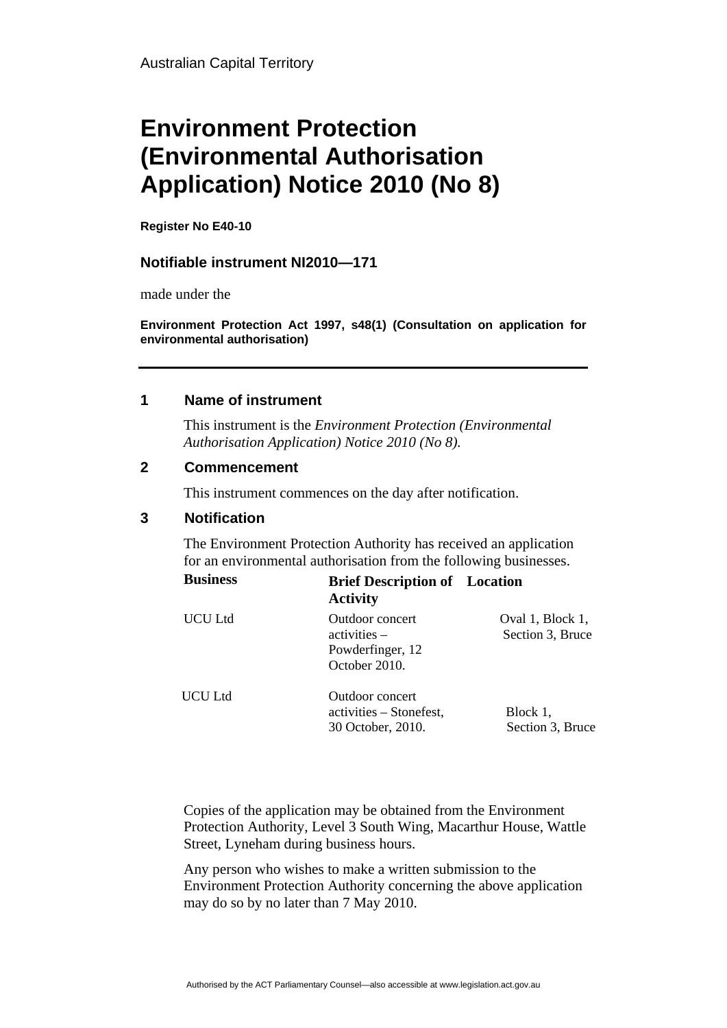Australian Capital Territory

# Environment Protection (Environmental Authorisation Application) Notice 2010 (No 8)

**Register No E40-10**

### Notifiable instrument NI2010—171

made under the

**Environment Protection Act 1997, s48(1) (Consultation on application for environmental authorisation)**

---

### 1 Name of instrument

This instrument is the *Environment Protection (Environmental Authorisation Application) Notice 2010 (No 8).*

### 2 Commencement

This instrument commences on the day after notification.

### 3 Notification

The Environment Protection Authority has received an application for an environmental authorisation from the following businesses.

| Business | Brief Description of Activity | Location |
|---|---|---|
| UCU Ltd | Outdoor concert activities – Powderfinger, 12 October 2010. | Oval 1, Block 1, Section 3, Bruce |
| UCU Ltd | Outdoor concert activities – Stonefest, 30 October, 2010. | Block 1, Section 3, Bruce |

Copies of the application may be obtained from the Environment Protection Authority, Level 3 South Wing, Macarthur House, Wattle Street, Lyneham during business hours.

Any person who wishes to make a written submission to the Environment Protection Authority concerning the above application may do so by no later than 7 May 2010.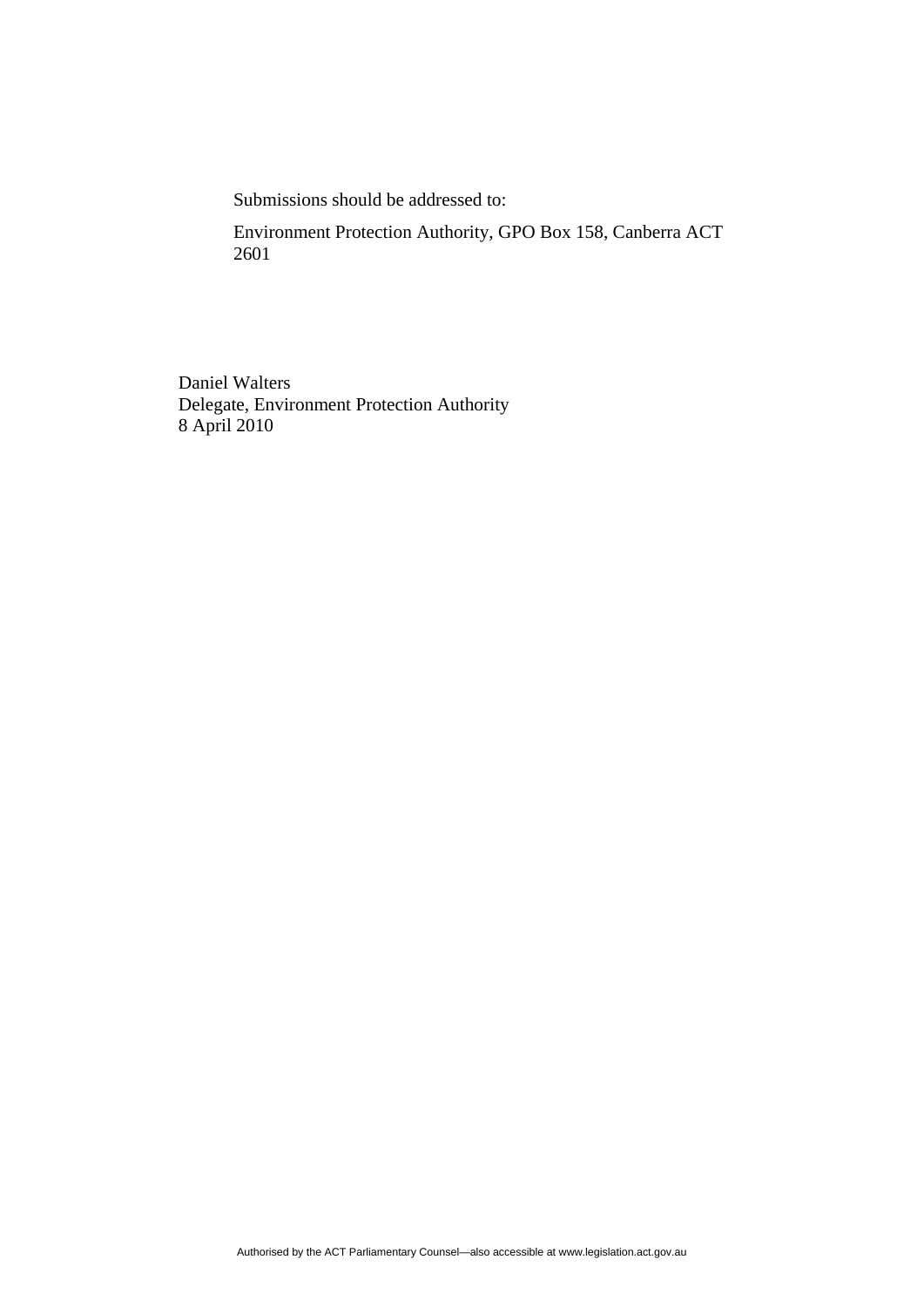Submissions should be addressed to:

Environment Protection Authority, GPO Box 158, Canberra ACT 2601

Daniel Walters
Delegate, Environment Protection Authority
8 April 2010